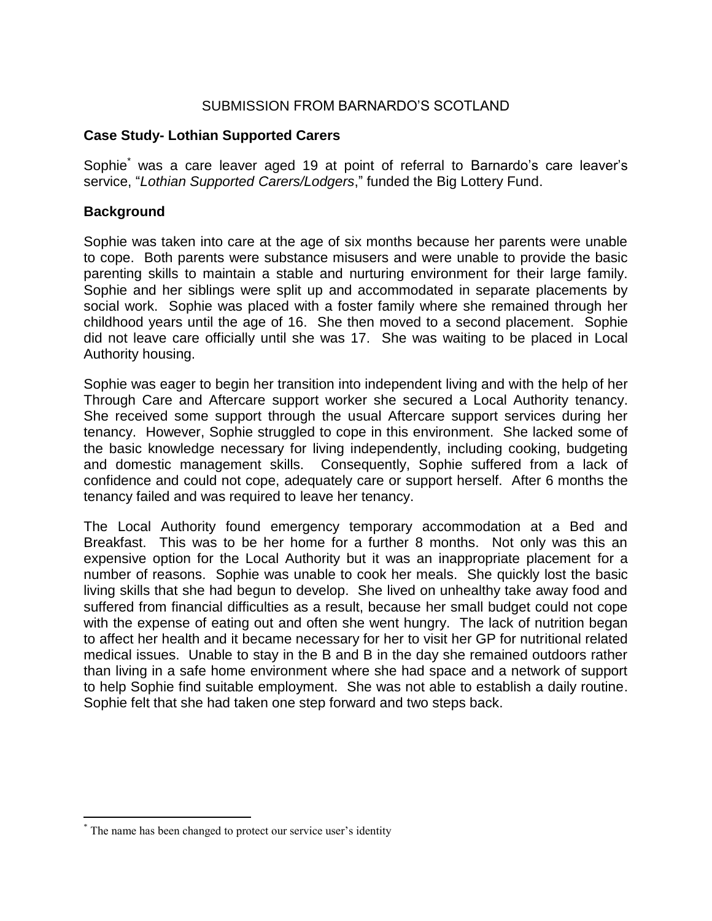SUBMISSION FROM BARNARDO'S SCOTLAND

## Case Study- Lothian Supported Carers

Sophie* was a care leaver aged 19 at point of referral to Barnardo's care leaver's service, "*Lothian Supported Carers/Lodgers*," funded the Big Lottery Fund.

## Background

Sophie was taken into care at the age of six months because her parents were unable to cope. Both parents were substance misusers and were unable to provide the basic parenting skills to maintain a stable and nurturing environment for their large family. Sophie and her siblings were split up and accommodated in separate placements by social work. Sophie was placed with a foster family where she remained through her childhood years until the age of 16. She then moved to a second placement. Sophie did not leave care officially until she was 17. She was waiting to be placed in Local Authority housing.

Sophie was eager to begin her transition into independent living and with the help of her Through Care and Aftercare support worker she secured a Local Authority tenancy. She received some support through the usual Aftercare support services during her tenancy. However, Sophie struggled to cope in this environment. She lacked some of the basic knowledge necessary for living independently, including cooking, budgeting and domestic management skills. Consequently, Sophie suffered from a lack of confidence and could not cope, adequately care or support herself. After 6 months the tenancy failed and was required to leave her tenancy.

The Local Authority found emergency temporary accommodation at a Bed and Breakfast. This was to be her home for a further 8 months. Not only was this an expensive option for the Local Authority but it was an inappropriate placement for a number of reasons. Sophie was unable to cook her meals. She quickly lost the basic living skills that she had begun to develop. She lived on unhealthy take away food and suffered from financial difficulties as a result, because her small budget could not cope with the expense of eating out and often she went hungry. The lack of nutrition began to affect her health and it became necessary for her to visit her GP for nutritional related medical issues. Unable to stay in the B and B in the day she remained outdoors rather than living in a safe home environment where she had space and a network of support to help Sophie find suitable employment. She was not able to establish a daily routine. Sophie felt that she had taken one step forward and two steps back.

* The name has been changed to protect our service user's identity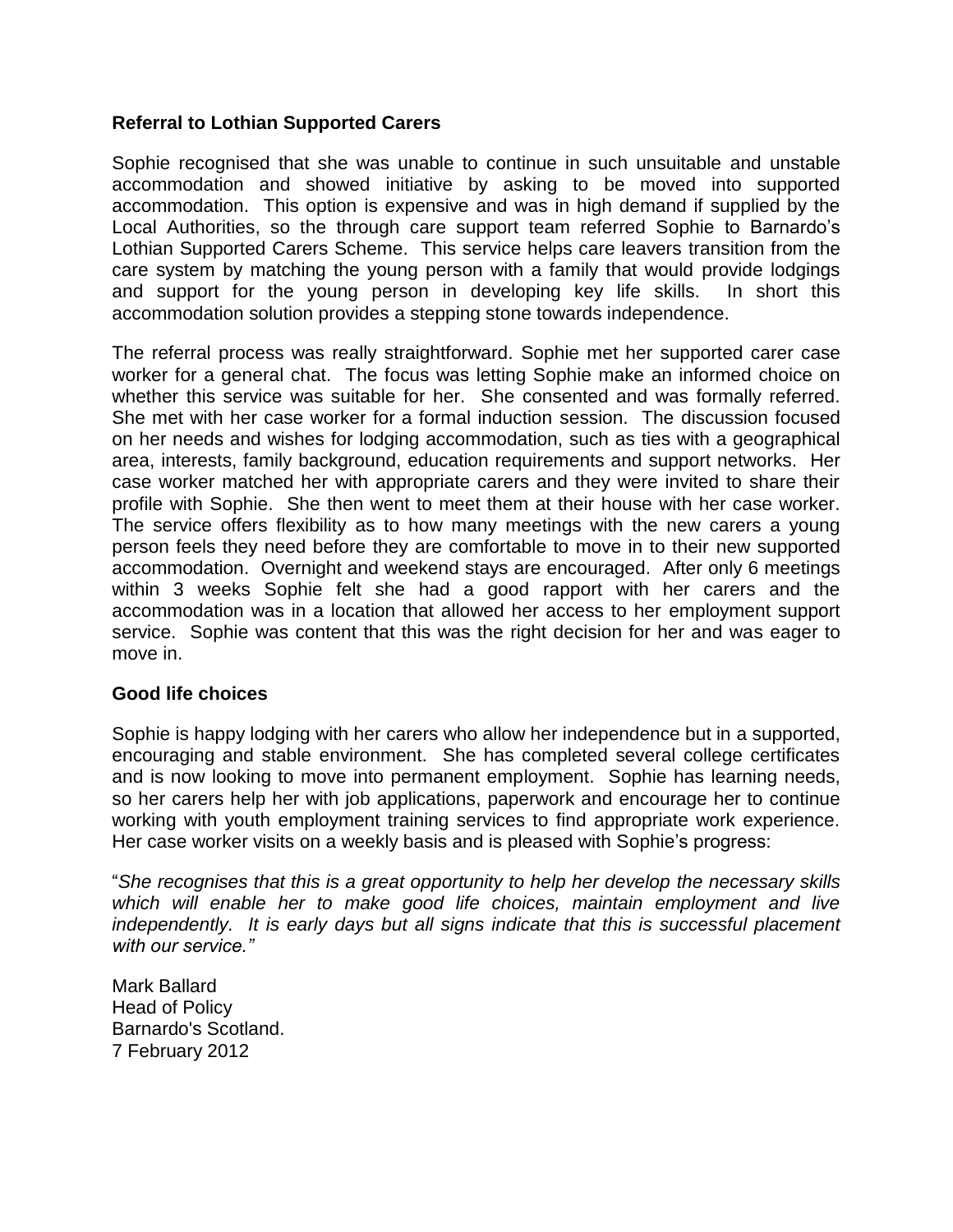**Referral to Lothian Supported Carers**

Sophie recognised that she was unable to continue in such unsuitable and unstable accommodation and showed initiative by asking to be moved into supported accommodation. This option is expensive and was in high demand if supplied by the Local Authorities, so the through care support team referred Sophie to Barnardo's Lothian Supported Carers Scheme. This service helps care leavers transition from the care system by matching the young person with a family that would provide lodgings and support for the young person in developing key life skills. In short this accommodation solution provides a stepping stone towards independence.

The referral process was really straightforward. Sophie met her supported carer case worker for a general chat. The focus was letting Sophie make an informed choice on whether this service was suitable for her. She consented and was formally referred. She met with her case worker for a formal induction session. The discussion focused on her needs and wishes for lodging accommodation, such as ties with a geographical area, interests, family background, education requirements and support networks. Her case worker matched her with appropriate carers and they were invited to share their profile with Sophie. She then went to meet them at their house with her case worker. The service offers flexibility as to how many meetings with the new carers a young person feels they need before they are comfortable to move in to their new supported accommodation. Overnight and weekend stays are encouraged. After only 6 meetings within 3 weeks Sophie felt she had a good rapport with her carers and the accommodation was in a location that allowed her access to her employment support service. Sophie was content that this was the right decision for her and was eager to move in.

**Good life choices**

Sophie is happy lodging with her carers who allow her independence but in a supported, encouraging and stable environment. She has completed several college certificates and is now looking to move into permanent employment. Sophie has learning needs, so her carers help her with job applications, paperwork and encourage her to continue working with youth employment training services to find appropriate work experience. Her case worker visits on a weekly basis and is pleased with Sophie's progress:

"*She recognises that this is a great opportunity to help her develop the necessary skills which will enable her to make good life choices, maintain employment and live independently. It is early days but all signs indicate that this is successful placement with our service."*

Mark Ballard
Head of Policy
Barnardo's Scotland.
7 February 2012